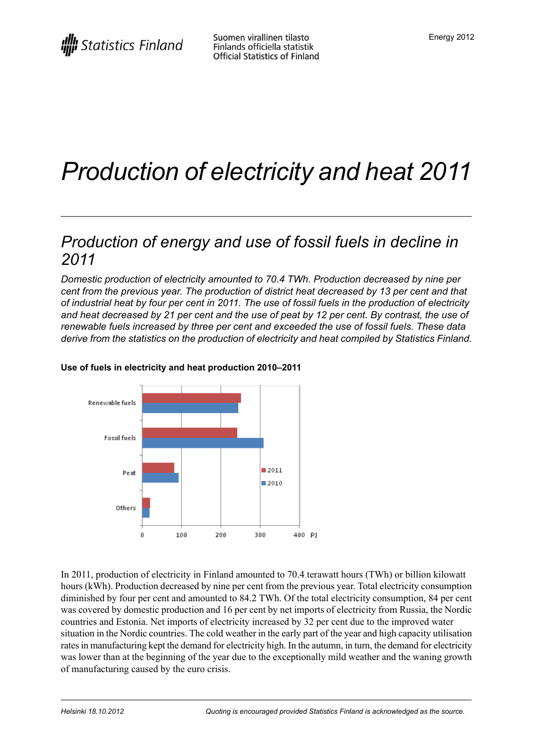Statistics Finland

Suomen virallinen tilasto
Finlands officiella statistik
Official Statistics of Finland

Energy 2012

# *Production of electricity and heat 2011*

## *Production of energy and use of fossil fuels in decline in 2011*

*Domestic production of electricity amounted to 70.4 TWh. Production decreased by nine per cent from the previous year. The production of district heat decreased by 13 per cent and that of industrial heat by four per cent in 2011. The use of fossil fuels in the production of electricity and heat decreased by 21 per cent and the use of peat by 12 per cent. By contrast, the use of renewable fuels increased by three per cent and exceeded the use of fossil fuels. These data derive from the statistics on the production of electricity and heat compiled by Statistics Finland.*

**Use of fuels in electricity and heat production 2010–2011**

In 2011, production of electricity in Finland amounted to 70.4 terawatt hours (TWh) or billion kilowatt hours (kWh). Production decreased by nine per cent from the previous year. Total electricity consumption diminished by four per cent and amounted to 84.2 TWh. Of the total electricity consumption, 84 per cent was covered by domestic production and 16 per cent by net imports of electricity from Russia, the Nordic countries and Estonia. Net imports of electricity increased by 32 per cent due to the improved water situation in the Nordic countries. The cold weather in the early part of the year and high capacity utilisation rates in manufacturing kept the demand for electricity high. In the autumn, in turn, the demand for electricity was lower than at the beginning of the year due to the exceptionally mild weather and the waning growth of manufacturing caused by the euro crisis.

*Helsinki 18.10.2012*

*Quoting is encouraged provided Statistics Finland is acknowledged as the source.*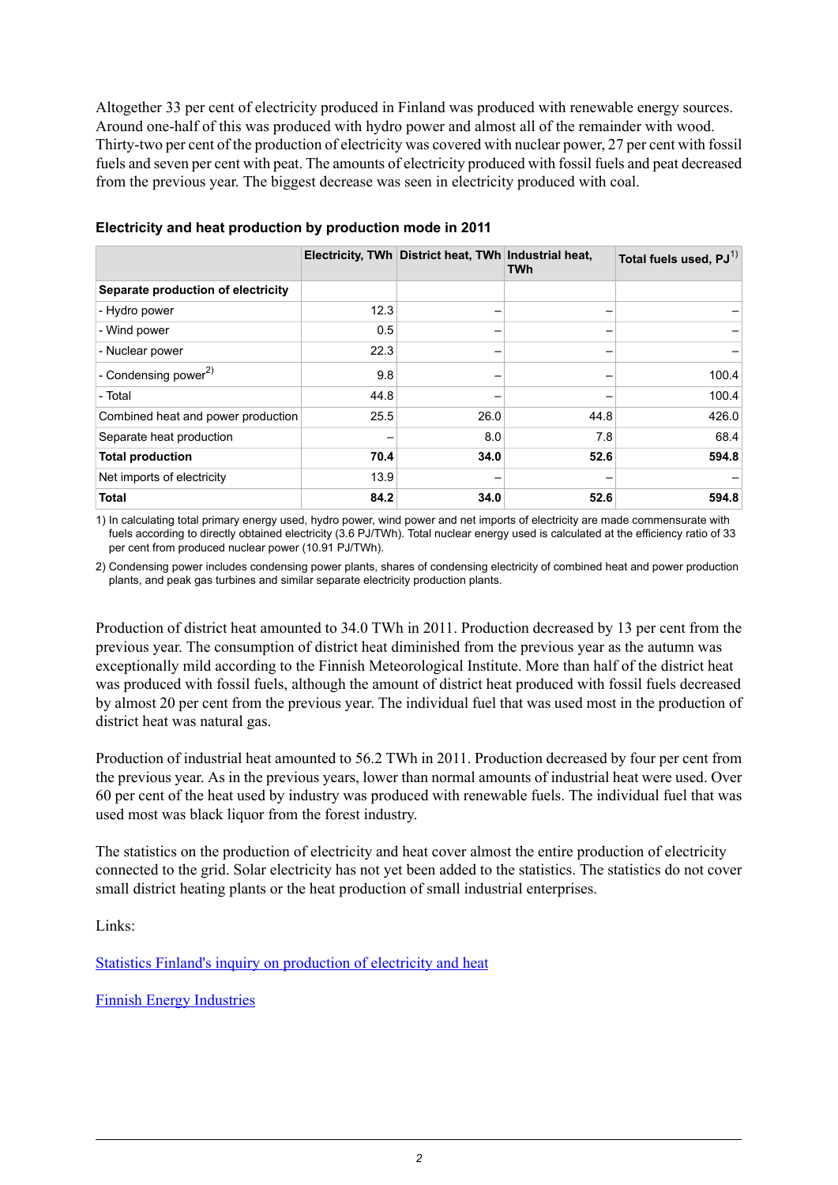Altogether 33 per cent of electricity produced in Finland was produced with renewable energy sources. Around one-half of this was produced with hydro power and almost all of the remainder with wood. Thirty-two per cent of the production of electricity was covered with nuclear power, 27 per cent with fossil fuels and seven per cent with peat. The amounts of electricity produced with fossil fuels and peat decreased from the previous year. The biggest decrease was seen in electricity produced with coal.

### Electricity and heat production by production mode in 2011

| | Electricity, TWh | District heat, TWh | Industrial heat, TWh | Total fuels used, PJ[1] |
|---|---|---|---|---|
| **Separate production of electricity** | | | | |
| - Hydro power | 12.3 | – | – | – |
| - Wind power | 0.5 | – | – | – |
| - Nuclear power | 22.3 | – | – | – |
| - Condensing power[2] | 9.8 | – | – | 100.4 |
| - Total | 44.8 | – | – | 100.4 |
| Combined heat and power production | 25.5 | 26.0 | 44.8 | 426.0 |
| Separate heat production | – | 8.0 | 7.8 | 68.4 |
| **Total production** | **70.4** | **34.0** | **52.6** | **594.8** |
| Net imports of electricity | 13.9 | – | – | – |
| **Total** | **84.2** | **34.0** | **52.6** | **594.8** |

1) In calculating total primary energy used, hydro power, wind power and net imports of electricity are made commensurate with fuels according to directly obtained electricity (3.6 PJ/TWh). Total nuclear energy used is calculated at the efficiency ratio of 33 per cent from produced nuclear power (10.91 PJ/TWh).

2) Condensing power includes condensing power plants, shares of condensing electricity of combined heat and power production plants, and peak gas turbines and similar separate electricity production plants.

Production of district heat amounted to 34.0 TWh in 2011. Production decreased by 13 per cent from the previous year. The consumption of district heat diminished from the previous year as the autumn was exceptionally mild according to the Finnish Meteorological Institute. More than half of the district heat was produced with fossil fuels, although the amount of district heat produced with fossil fuels decreased by almost 20 per cent from the previous year. The individual fuel that was used most in the production of district heat was natural gas.

Production of industrial heat amounted to 56.2 TWh in 2011. Production decreased by four per cent from the previous year. As in the previous years, lower than normal amounts of industrial heat were used. Over 60 per cent of the heat used by industry was produced with renewable fuels. The individual fuel that was used most was black liquor from the forest industry.

The statistics on the production of electricity and heat cover almost the entire production of electricity connected to the grid. Solar electricity has not yet been added to the statistics. The statistics do not cover small district heating plants or the heat production of small industrial enterprises.

Links:

[Statistics Finland's inquiry on production of electricity and heat]

[Finnish Energy Industries]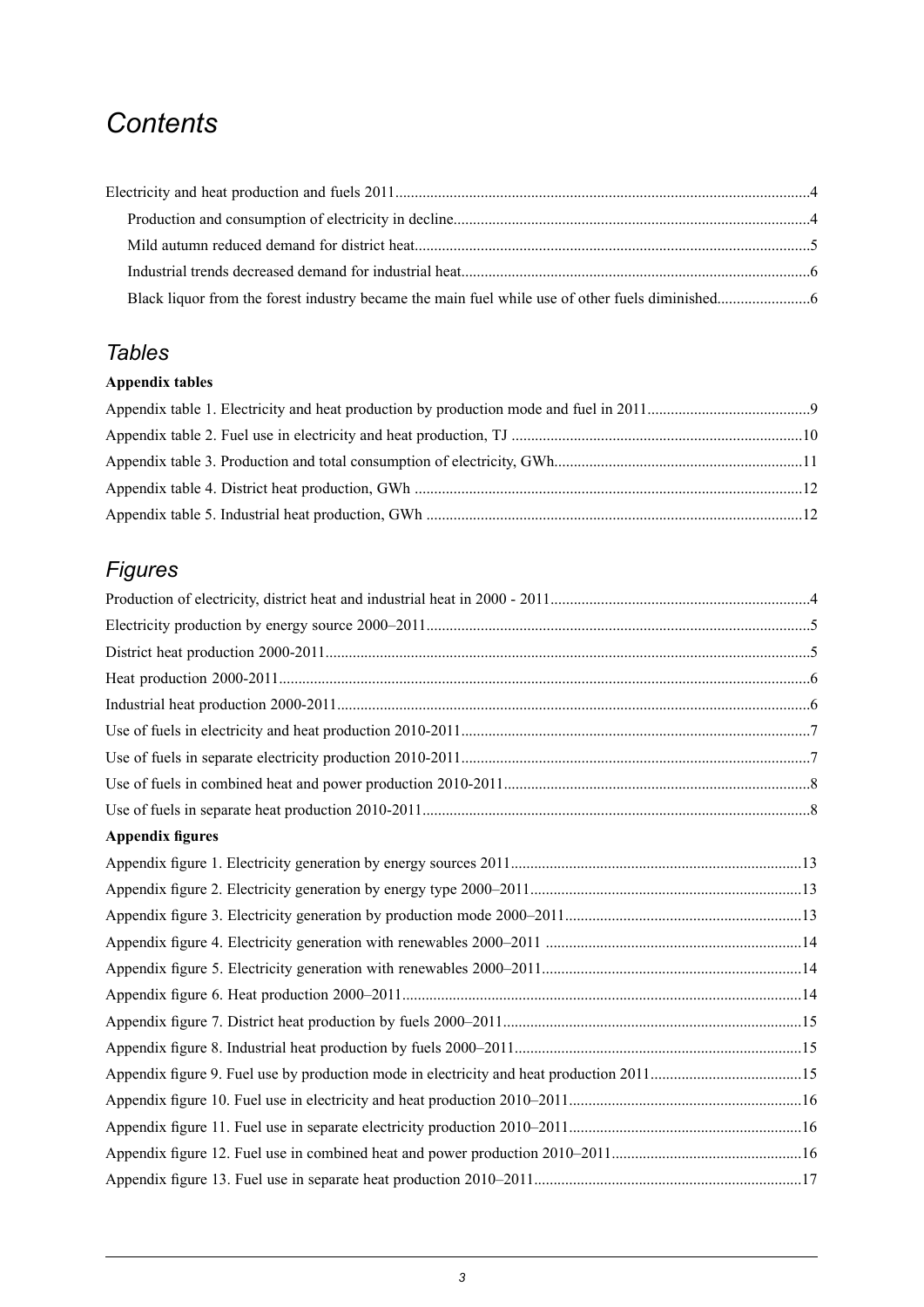# *Contents*

Electricity and heat production and fuels 2011 ....4

- Production and consumption of electricity in decline ....4
- Mild autumn reduced demand for district heat ....5
- Industrial trends decreased demand for industrial heat ....6
- Black liquor from the forest industry became the main fuel while use of other fuels diminished ....6

## *Tables*

**Appendix tables**

Appendix table 1. Electricity and heat production by production mode and fuel in 2011 ....9

Appendix table 2. Fuel use in electricity and heat production, TJ ....10

Appendix table 3. Production and total consumption of electricity, GWh ....11

Appendix table 4. District heat production, GWh ....12

Appendix table 5. Industrial heat production, GWh ....12

## *Figures*

Production of electricity, district heat and industrial heat in 2000 - 2011 ....4

Electricity production by energy source 2000–2011 ....5

District heat production 2000-2011 ....5

Heat production 2000-2011 ....6

Industrial heat production 2000-2011 ....6

Use of fuels in electricity and heat production 2010-2011 ....7

Use of fuels in separate electricity production 2010-2011 ....7

Use of fuels in combined heat and power production 2010-2011 ....8

Use of fuels in separate heat production 2010-2011 ....8

**Appendix figures**

Appendix figure 1. Electricity generation by energy sources 2011 ....13

Appendix figure 2. Electricity generation by energy type 2000–2011 ....13

Appendix figure 3. Electricity generation by production mode 2000–2011 ....13

Appendix figure 4. Electricity generation with renewables 2000–2011 ....14

Appendix figure 5. Electricity generation with renewables 2000–2011 ....14

Appendix figure 6. Heat production 2000–2011 ....14

Appendix figure 7. District heat production by fuels 2000–2011 ....15

Appendix figure 8. Industrial heat production by fuels 2000–2011 ....15

Appendix figure 9. Fuel use by production mode in electricity and heat production 2011 ....15

Appendix figure 10. Fuel use in electricity and heat production 2010–2011 ....16

Appendix figure 11. Fuel use in separate electricity production 2010–2011 ....16

Appendix figure 12. Fuel use in combined heat and power production 2010–2011 ....16

Appendix figure 13. Fuel use in separate heat production 2010–2011 ....17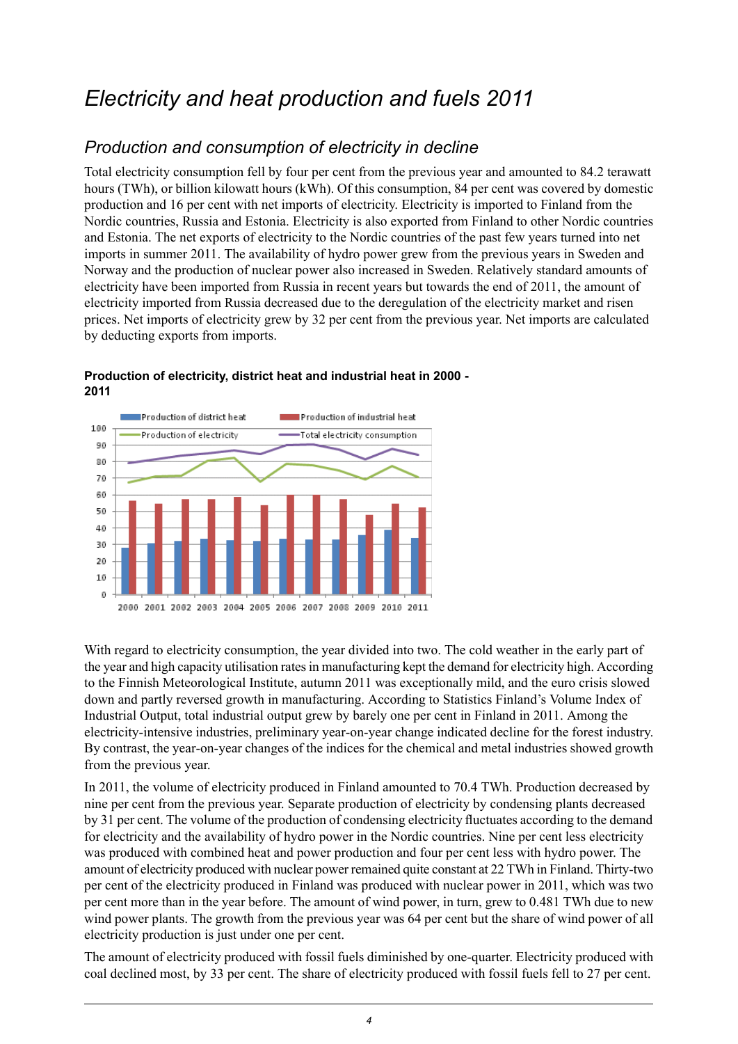# Electricity and heat production and fuels 2011

## Production and consumption of electricity in decline

Total electricity consumption fell by four per cent from the previous year and amounted to 84.2 terawatt hours (TWh), or billion kilowatt hours (kWh). Of this consumption, 84 per cent was covered by domestic production and 16 per cent with net imports of electricity. Electricity is imported to Finland from the Nordic countries, Russia and Estonia. Electricity is also exported from Finland to other Nordic countries and Estonia. The net exports of electricity to the Nordic countries of the past few years turned into net imports in summer 2011. The availability of hydro power grew from the previous years in Sweden and Norway and the production of nuclear power also increased in Sweden. Relatively standard amounts of electricity have been imported from Russia in recent years but towards the end of 2011, the amount of electricity imported from Russia decreased due to the deregulation of the electricity market and risen prices. Net imports of electricity grew by 32 per cent from the previous year. Net imports are calculated by deducting exports from imports.

**Production of electricity, district heat and industrial heat in 2000 - 2011**

With regard to electricity consumption, the year divided into two. The cold weather in the early part of the year and high capacity utilisation rates in manufacturing kept the demand for electricity high. According to the Finnish Meteorological Institute, autumn 2011 was exceptionally mild, and the euro crisis slowed down and partly reversed growth in manufacturing. According to Statistics Finland's Volume Index of Industrial Output, total industrial output grew by barely one per cent in Finland in 2011. Among the electricity-intensive industries, preliminary year-on-year change indicated decline for the forest industry. By contrast, the year-on-year changes of the indices for the chemical and metal industries showed growth from the previous year.

In 2011, the volume of electricity produced in Finland amounted to 70.4 TWh. Production decreased by nine per cent from the previous year. Separate production of electricity by condensing plants decreased by 31 per cent. The volume of the production of condensing electricity fluctuates according to the demand for electricity and the availability of hydro power in the Nordic countries. Nine per cent less electricity was produced with combined heat and power production and four per cent less with hydro power. The amount of electricity produced with nuclear power remained quite constant at 22 TWh in Finland. Thirty-two per cent of the electricity produced in Finland was produced with nuclear power in 2011, which was two per cent more than in the year before. The amount of wind power, in turn, grew to 0.481 TWh due to new wind power plants. The growth from the previous year was 64 per cent but the share of wind power of all electricity production is just under one per cent.

The amount of electricity produced with fossil fuels diminished by one-quarter. Electricity produced with coal declined most, by 33 per cent. The share of electricity produced with fossil fuels fell to 27 per cent.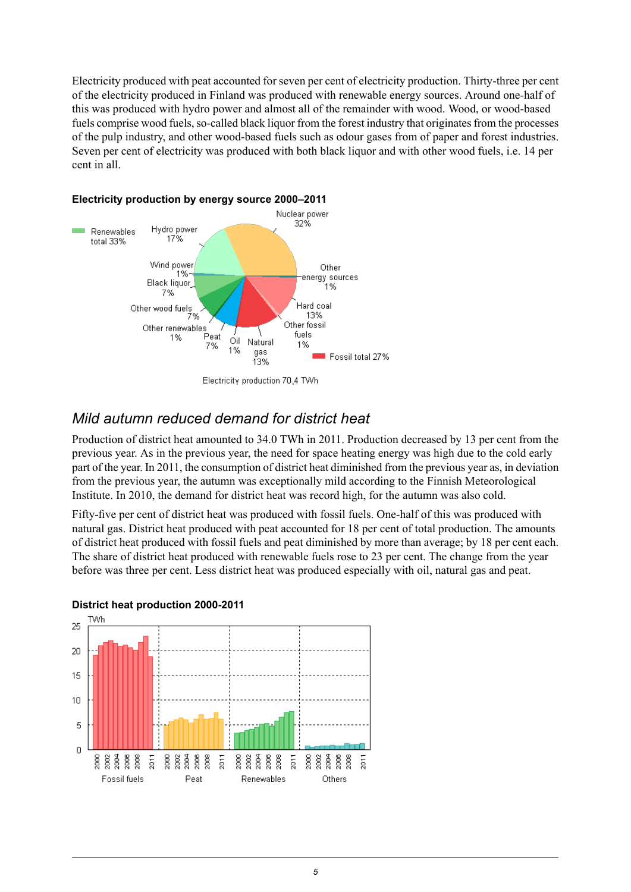Electricity produced with peat accounted for seven per cent of electricity production. Thirty-three per cent of the electricity produced in Finland was produced with renewable energy sources. Around one-half of this was produced with hydro power and almost all of the remainder with wood. Wood, or wood-based fuels comprise wood fuels, so-called black liquor from the forest industry that originates from the processes of the pulp industry, and other wood-based fuels such as odour gases from of paper and forest industries. Seven per cent of electricity was produced with both black liquor and with other wood fuels, i.e. 14 per cent in all.

**Electricity production by energy source 2000–2011**

Renewables total 33%: Hydro power 17%, Wind power 1%, Black liquor 7%, Other wood fuels 7%, Other renewables 1%

Nuclear power 32%, Peat 7%, Other energy sources 1%

Fossil total 27%: Hard coal 13%, Other fossil fuels 1%, Natural gas 13%, Oil 1%

Electricity production 70,4 TWh

## *Mild autumn reduced demand for district heat*

Production of district heat amounted to 34.0 TWh in 2011. Production decreased by 13 per cent from the previous year. As in the previous year, the need for space heating energy was high due to the cold early part of the year. In 2011, the consumption of district heat diminished from the previous year as, in deviation from the previous year, the autumn was exceptionally mild according to the Finnish Meteorological Institute. In 2010, the demand for district heat was record high, for the autumn was also cold.

Fifty-five per cent of district heat was produced with fossil fuels. One-half of this was produced with natural gas. District heat produced with peat accounted for 18 per cent of total production. The amounts of district heat produced with fossil fuels and peat diminished by more than average; by 18 per cent each. The share of district heat produced with renewable fuels rose to 23 per cent. The change from the year before was three per cent. Less district heat was produced especially with oil, natural gas and peat.

**District heat production 2000-2011**

TWh; categories: Fossil fuels, Peat, Renewables, Others (2000–2011)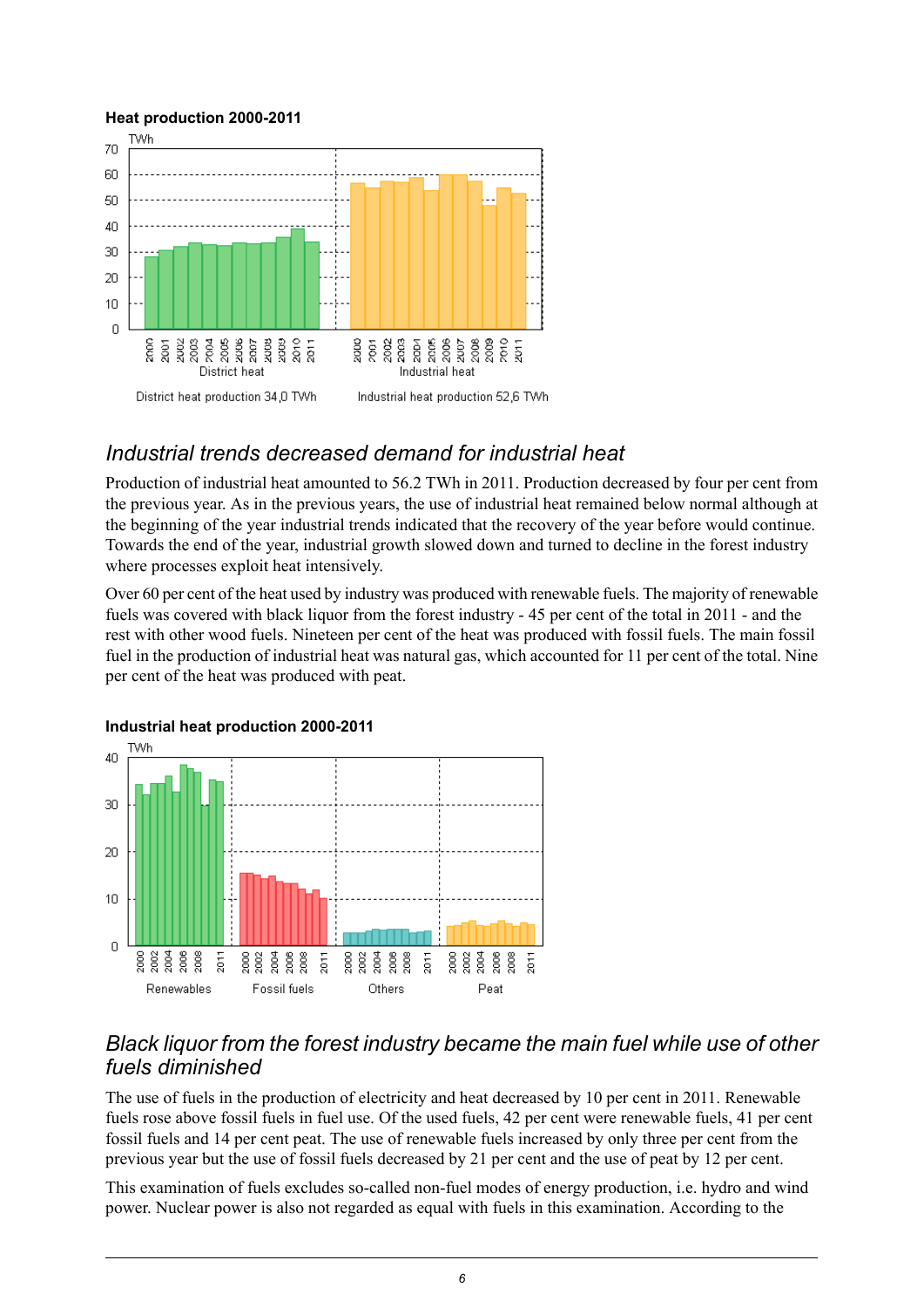**Heat production 2000-2011**

District heat production 34,0 TWh

Industrial heat production 52,6 TWh

## *Industrial trends decreased demand for industrial heat*

Production of industrial heat amounted to 56.2 TWh in 2011. Production decreased by four per cent from the previous year. As in the previous years, the use of industrial heat remained below normal although at the beginning of the year industrial trends indicated that the recovery of the year before would continue. Towards the end of the year, industrial growth slowed down and turned to decline in the forest industry where processes exploit heat intensively.

Over 60 per cent of the heat used by industry was produced with renewable fuels. The majority of renewable fuels was covered with black liquor from the forest industry - 45 per cent of the total in 2011 - and the rest with other wood fuels. Nineteen per cent of the heat was produced with fossil fuels. The main fossil fuel in the production of industrial heat was natural gas, which accounted for 11 per cent of the total. Nine per cent of the heat was produced with peat.

**Industrial heat production 2000-2011**

## *Black liquor from the forest industry became the main fuel while use of other fuels diminished*

The use of fuels in the production of electricity and heat decreased by 10 per cent in 2011. Renewable fuels rose above fossil fuels in fuel use. Of the used fuels, 42 per cent were renewable fuels, 41 per cent fossil fuels and 14 per cent peat. The use of renewable fuels increased by only three per cent from the previous year but the use of fossil fuels decreased by 21 per cent and the use of peat by 12 per cent.

This examination of fuels excludes so-called non-fuel modes of energy production, i.e. hydro and wind power. Nuclear power is also not regarded as equal with fuels in this examination. According to the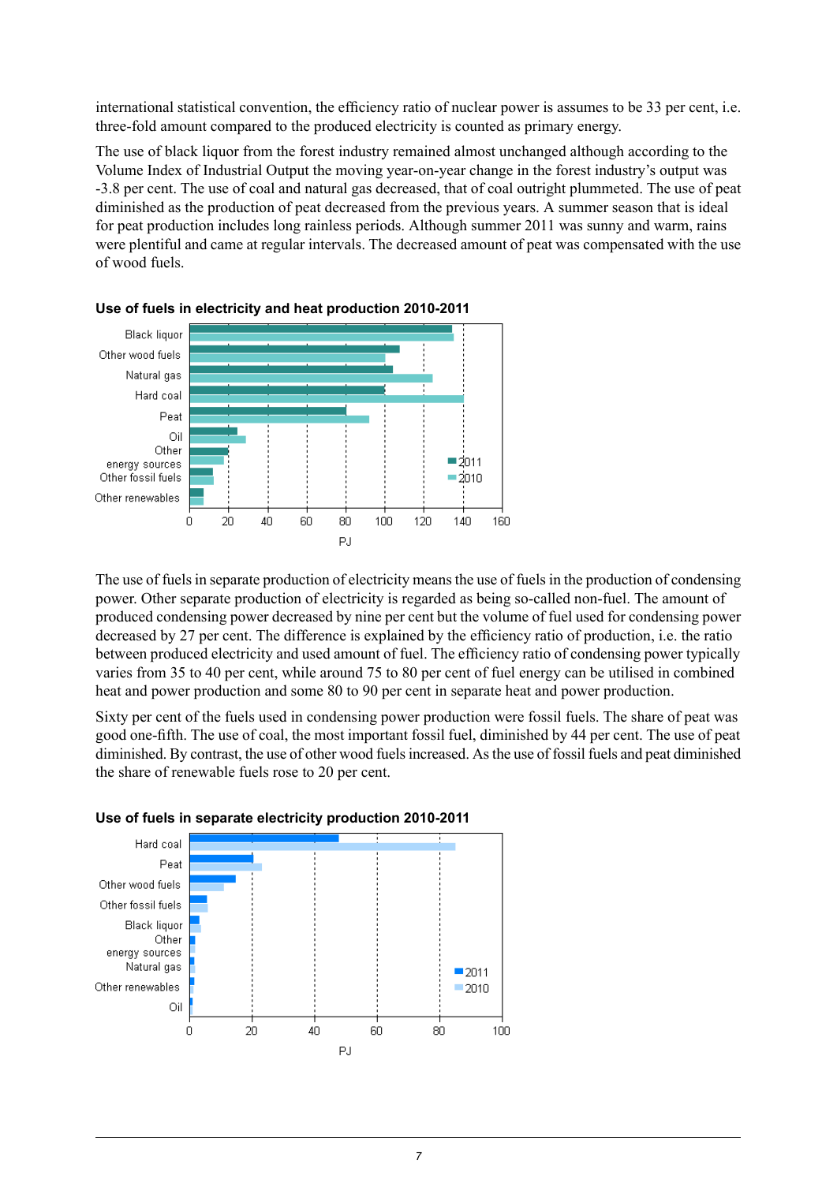international statistical convention, the efficiency ratio of nuclear power is assumes to be 33 per cent, i.e. three-fold amount compared to the produced electricity is counted as primary energy.

The use of black liquor from the forest industry remained almost unchanged although according to the Volume Index of Industrial Output the moving year-on-year change in the forest industry's output was -3.8 per cent. The use of coal and natural gas decreased, that of coal outright plummeted. The use of peat diminished as the production of peat decreased from the previous years. A summer season that is ideal for peat production includes long rainless periods. Although summer 2011 was sunny and warm, rains were plentiful and came at regular intervals. The decreased amount of peat was compensated with the use of wood fuels.

**Use of fuels in electricity and heat production 2010-2011**

The use of fuels in separate production of electricity means the use of fuels in the production of condensing power. Other separate production of electricity is regarded as being so-called non-fuel. The amount of produced condensing power decreased by nine per cent but the volume of fuel used for condensing power decreased by 27 per cent. The difference is explained by the efficiency ratio of production, i.e. the ratio between produced electricity and used amount of fuel. The efficiency ratio of condensing power typically varies from 35 to 40 per cent, while around 75 to 80 per cent of fuel energy can be utilised in combined heat and power production and some 80 to 90 per cent in separate heat and power production.

Sixty per cent of the fuels used in condensing power production were fossil fuels. The share of peat was good one-fifth. The use of coal, the most important fossil fuel, diminished by 44 per cent. The use of peat diminished. By contrast, the use of other wood fuels increased. As the use of fossil fuels and peat diminished the share of renewable fuels rose to 20 per cent.

**Use of fuels in separate electricity production 2010-2011**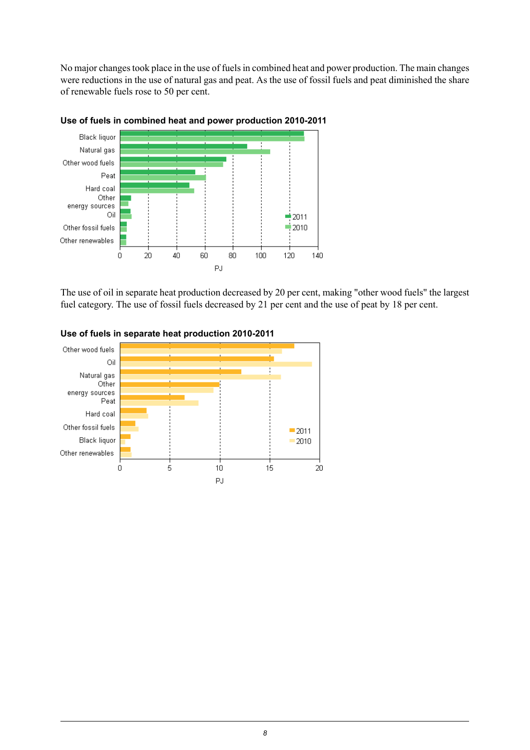No major changes took place in the use of fuels in combined heat and power production. The main changes were reductions in the use of natural gas and peat. As the use of fossil fuels and peat diminished the share of renewable fuels rose to 50 per cent.

**Use of fuels in combined heat and power production 2010-2011**

The use of oil in separate heat production decreased by 20 per cent, making "other wood fuels" the largest fuel category. The use of fossil fuels decreased by 21 per cent and the use of peat by 18 per cent.

**Use of fuels in separate heat production 2010-2011**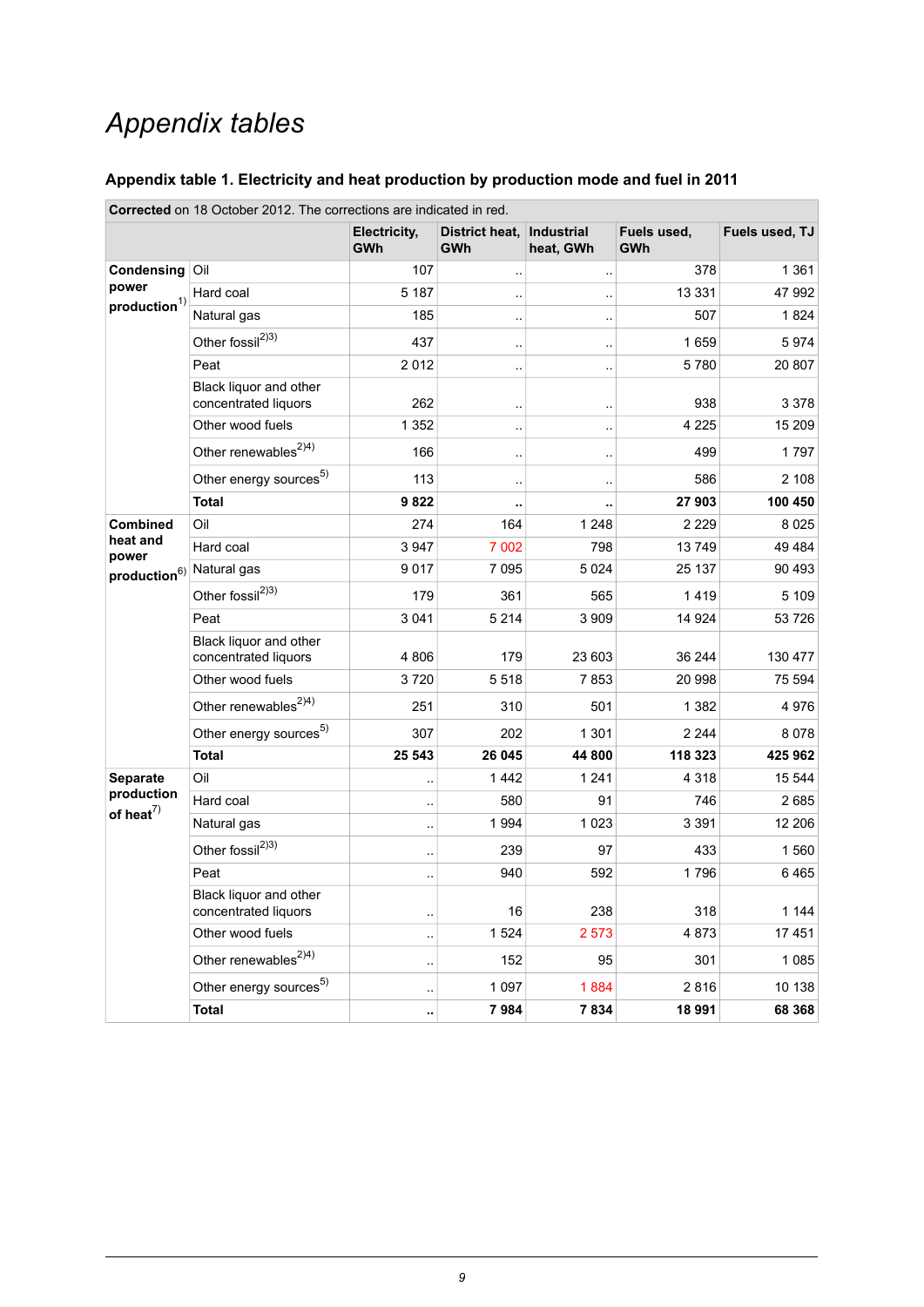# Appendix tables

### Appendix table 1. Electricity and heat production by production mode and fuel in 2011

**Corrected** on 18 October 2012. The corrections are indicated in red.

| | | Electricity, GWh | District heat, GWh | Industrial heat, GWh | Fuels used, GWh | Fuels used, TJ |
|---|---|---|---|---|---|---|
| **Condensing power production**[1)] | Oil | 107 | .. | .. | 378 | 1 361 |
| | Hard coal | 5 187 | .. | .. | 13 331 | 47 992 |
| | Natural gas | 185 | .. | .. | 507 | 1 824 |
| | Other fossil[2)3)] | 437 | .. | .. | 1 659 | 5 974 |
| | Peat | 2 012 | .. | .. | 5 780 | 20 807 |
| | Black liquor and other concentrated liquors | 262 | .. | .. | 938 | 3 378 |
| | Other wood fuels | 1 352 | .. | .. | 4 225 | 15 209 |
| | Other renewables[2)4)] | 166 | .. | .. | 499 | 1 797 |
| | Other energy sources[5)] | 113 | .. | .. | 586 | 2 108 |
| | **Total** | **9 822** | **..** | **..** | **27 903** | **100 450** |
| **Combined heat and power production**[6)] | Oil | 274 | 164 | 1 248 | 2 229 | 8 025 |
| | Hard coal | 3 947 | 7 002 | 798 | 13 749 | 49 484 |
| | Natural gas | 9 017 | 7 095 | 5 024 | 25 137 | 90 493 |
| | Other fossil[2)3)] | 179 | 361 | 565 | 1 419 | 5 109 |
| | Peat | 3 041 | 5 214 | 3 909 | 14 924 | 53 726 |
| | Black liquor and other concentrated liquors | 4 806 | 179 | 23 603 | 36 244 | 130 477 |
| | Other wood fuels | 3 720 | 5 518 | 7 853 | 20 998 | 75 594 |
| | Other renewables[2)4)] | 251 | 310 | 501 | 1 382 | 4 976 |
| | Other energy sources[5)] | 307 | 202 | 1 301 | 2 244 | 8 078 |
| | **Total** | **25 543** | **26 045** | **44 800** | **118 323** | **425 962** |
| **Separate production of heat**[7)] | Oil | .. | 1 442 | 1 241 | 4 318 | 15 544 |
| | Hard coal | .. | 580 | 91 | 746 | 2 685 |
| | Natural gas | .. | 1 994 | 1 023 | 3 391 | 12 206 |
| | Other fossil[2)3)] | .. | 239 | 97 | 433 | 1 560 |
| | Peat | .. | 940 | 592 | 1 796 | 6 465 |
| | Black liquor and other concentrated liquors | .. | 16 | 238 | 318 | 1 144 |
| | Other wood fuels | .. | 1 524 | 2 573 | 4 873 | 17 451 |
| | Other renewables[2)4)] | .. | 152 | 95 | 301 | 1 085 |
| | Other energy sources[5)] | .. | 1 097 | 1 884 | 2 816 | 10 138 |
| | **Total** | **..** | **7 984** | **7 834** | **18 991** | **68 368** |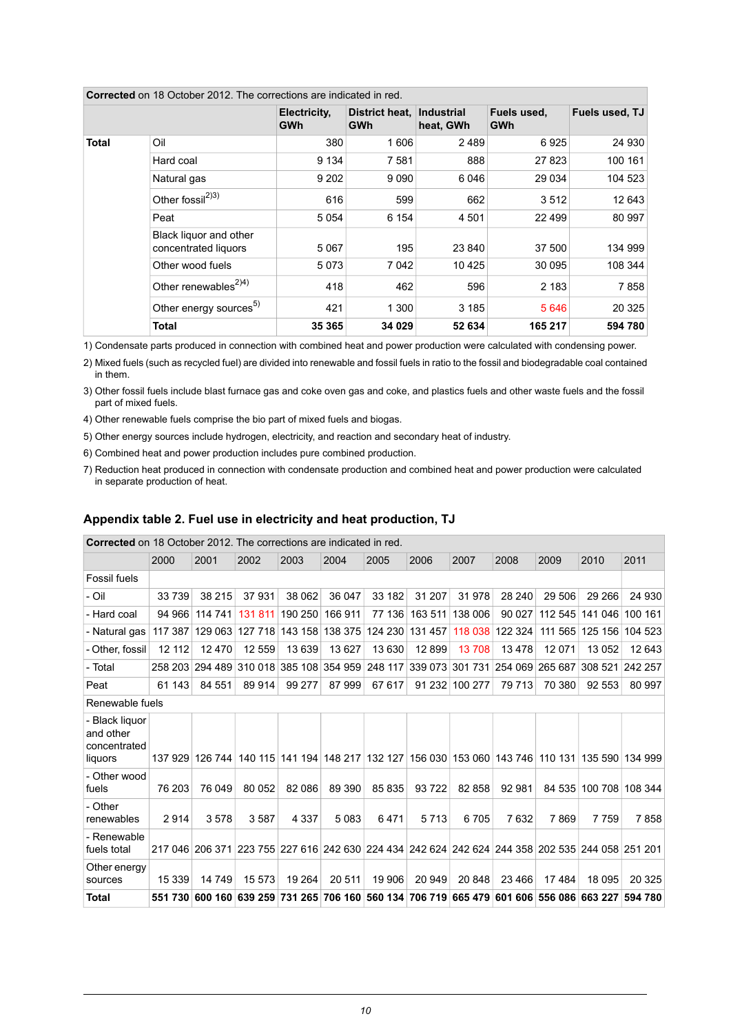| **Corrected** on 18 October 2012. The corrections are indicated in red. | | | | | | |
|---|---|---|---|---|---|---|
| | | **Electricity, GWh** | **District heat, GWh** | **Industrial heat, GWh** | **Fuels used, GWh** | **Fuels used, TJ** |
| **Total** | Oil | 380 | 1 606 | 2 489 | 6 925 | 24 930 |
| | Hard coal | 9 134 | 7 581 | 888 | 27 823 | 100 161 |
| | Natural gas | 9 202 | 9 090 | 6 046 | 29 034 | 104 523 |
| | Other fossil[2)3)] | 616 | 599 | 662 | 3 512 | 12 643 |
| | Peat | 5 054 | 6 154 | 4 501 | 22 499 | 80 997 |
| | Black liquor and other concentrated liquors | 5 067 | 195 | 23 840 | 37 500 | 134 999 |
| | Other wood fuels | 5 073 | 7 042 | 10 425 | 30 095 | 108 344 |
| | Other renewables[2)4)] | 418 | 462 | 596 | 2 183 | 7 858 |
| | Other energy sources[5)] | 421 | 1 300 | 3 185 | 5 646 | 20 325 |
| | **Total** | **35 365** | **34 029** | **52 634** | **165 217** | **594 780** |

1) Condensate parts produced in connection with combined heat and power production were calculated with condensing power.

2) Mixed fuels (such as recycled fuel) are divided into renewable and fossil fuels in ratio to the fossil and biodegradable coal contained in them.

3) Other fossil fuels include blast furnace gas and coke oven gas and coke, and plastics fuels and other waste fuels and the fossil part of mixed fuels.

4) Other renewable fuels comprise the bio part of mixed fuels and biogas.

5) Other energy sources include hydrogen, electricity, and reaction and secondary heat of industry.

6) Combined heat and power production includes pure combined production.

7) Reduction heat produced in connection with condensate production and combined heat and power production were calculated in separate production of heat.

## Appendix table 2. Fuel use in electricity and heat production, TJ

| **Corrected** on 18 October 2012. The corrections are indicated in red. | | | | | | | | | | | | |
|---|---|---|---|---|---|---|---|---|---|---|---|---|
| | 2000 | 2001 | 2002 | 2003 | 2004 | 2005 | 2006 | 2007 | 2008 | 2009 | 2010 | 2011 |
| Fossil fuels | | | | | | | | | | | | |
| - Oil | 33 739 | 38 215 | 37 931 | 38 062 | 36 047 | 33 182 | 31 207 | 31 978 | 28 240 | 29 506 | 29 266 | 24 930 |
| - Hard coal | 94 966 | 114 741 | 131 811 | 190 250 | 166 911 | 77 136 | 163 511 | 138 006 | 90 027 | 112 545 | 141 046 | 100 161 |
| - Natural gas | 117 387 | 129 063 | 127 718 | 143 158 | 138 375 | 124 230 | 131 457 | 118 038 | 122 324 | 111 565 | 125 156 | 104 523 |
| - Other, fossil | 12 112 | 12 470 | 12 559 | 13 639 | 13 627 | 13 630 | 12 899 | 13 708 | 13 478 | 12 071 | 13 052 | 12 643 |
| - Total | 258 203 | 294 489 | 310 018 | 385 108 | 354 959 | 248 117 | 339 073 | 301 731 | 254 069 | 265 687 | 308 521 | 242 257 |
| Peat | 61 143 | 84 551 | 89 914 | 99 277 | 87 999 | 67 617 | 91 232 | 100 277 | 79 713 | 70 380 | 92 553 | 80 997 |
| Renewable fuels | | | | | | | | | | | | |
| - Black liquor and other concentrated liquors | 137 929 | 126 744 | 140 115 | 141 194 | 148 217 | 132 127 | 156 030 | 153 060 | 143 746 | 110 131 | 135 590 | 134 999 |
| - Other wood fuels | 76 203 | 76 049 | 80 052 | 82 086 | 89 390 | 85 835 | 93 722 | 82 858 | 92 981 | 84 535 | 100 708 | 108 344 |
| - Other renewables | 2 914 | 3 578 | 3 587 | 4 337 | 5 083 | 6 471 | 5 713 | 6 705 | 7 632 | 7 869 | 7 759 | 7 858 |
| - Renewable fuels total | 217 046 | 206 371 | 223 755 | 227 616 | 242 630 | 224 434 | 242 624 | 242 624 | 244 358 | 202 535 | 244 058 | 251 201 |
| Other energy sources | 15 339 | 14 749 | 15 573 | 19 264 | 20 511 | 19 906 | 20 949 | 20 848 | 23 466 | 17 484 | 18 095 | 20 325 |
| **Total** | **551 730** | **600 160** | **639 259** | **731 265** | **706 160** | **560 134** | **706 719** | **665 479** | **601 606** | **556 086** | **663 227** | **594 780** |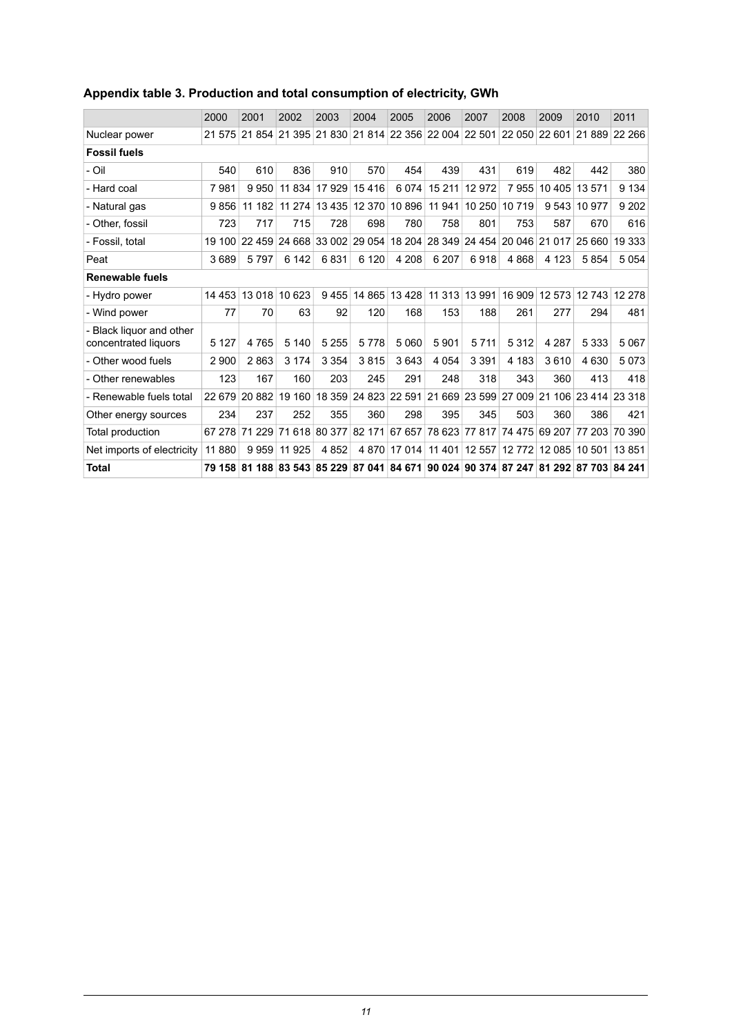### Appendix table 3. Production and total consumption of electricity, GWh

| | 2000 | 2001 | 2002 | 2003 | 2004 | 2005 | 2006 | 2007 | 2008 | 2009 | 2010 | 2011 |
|---|---|---|---|---|---|---|---|---|---|---|---|---|
| Nuclear power | 21 575 | 21 854 | 21 395 | 21 830 | 21 814 | 22 356 | 22 004 | 22 501 | 22 050 | 22 601 | 21 889 | 22 266 |
| **Fossil fuels** | | | | | | | | | | | | |
| - Oil | 540 | 610 | 836 | 910 | 570 | 454 | 439 | 431 | 619 | 482 | 442 | 380 |
| - Hard coal | 7 981 | 9 950 | 11 834 | 17 929 | 15 416 | 6 074 | 15 211 | 12 972 | 7 955 | 10 405 | 13 571 | 9 134 |
| - Natural gas | 9 856 | 11 182 | 11 274 | 13 435 | 12 370 | 10 896 | 11 941 | 10 250 | 10 719 | 9 543 | 10 977 | 9 202 |
| - Other, fossil | 723 | 717 | 715 | 728 | 698 | 780 | 758 | 801 | 753 | 587 | 670 | 616 |
| - Fossil, total | 19 100 | 22 459 | 24 668 | 33 002 | 29 054 | 18 204 | 28 349 | 24 454 | 20 046 | 21 017 | 25 660 | 19 333 |
| Peat | 3 689 | 5 797 | 6 142 | 6 831 | 6 120 | 4 208 | 6 207 | 6 918 | 4 868 | 4 123 | 5 854 | 5 054 |
| **Renewable fuels** | | | | | | | | | | | | |
| - Hydro power | 14 453 | 13 018 | 10 623 | 9 455 | 14 865 | 13 428 | 11 313 | 13 991 | 16 909 | 12 573 | 12 743 | 12 278 |
| - Wind power | 77 | 70 | 63 | 92 | 120 | 168 | 153 | 188 | 261 | 277 | 294 | 481 |
| - Black liquor and other concentrated liquors | 5 127 | 4 765 | 5 140 | 5 255 | 5 778 | 5 060 | 5 901 | 5 711 | 5 312 | 4 287 | 5 333 | 5 067 |
| - Other wood fuels | 2 900 | 2 863 | 3 174 | 3 354 | 3 815 | 3 643 | 4 054 | 3 391 | 4 183 | 3 610 | 4 630 | 5 073 |
| - Other renewables | 123 | 167 | 160 | 203 | 245 | 291 | 248 | 318 | 343 | 360 | 413 | 418 |
| - Renewable fuels total | 22 679 | 20 882 | 19 160 | 18 359 | 24 823 | 22 591 | 21 669 | 23 599 | 27 009 | 21 106 | 23 414 | 23 318 |
| Other energy sources | 234 | 237 | 252 | 355 | 360 | 298 | 395 | 345 | 503 | 360 | 386 | 421 |
| Total production | 67 278 | 71 229 | 71 618 | 80 377 | 82 171 | 67 657 | 78 623 | 77 817 | 74 475 | 69 207 | 77 203 | 70 390 |
| Net imports of electricity | 11 880 | 9 959 | 11 925 | 4 852 | 4 870 | 17 014 | 11 401 | 12 557 | 12 772 | 12 085 | 10 501 | 13 851 |
| **Total** | **79 158** | **81 188** | **83 543** | **85 229** | **87 041** | **84 671** | **90 024** | **90 374** | **87 247** | **81 292** | **87 703** | **84 241** |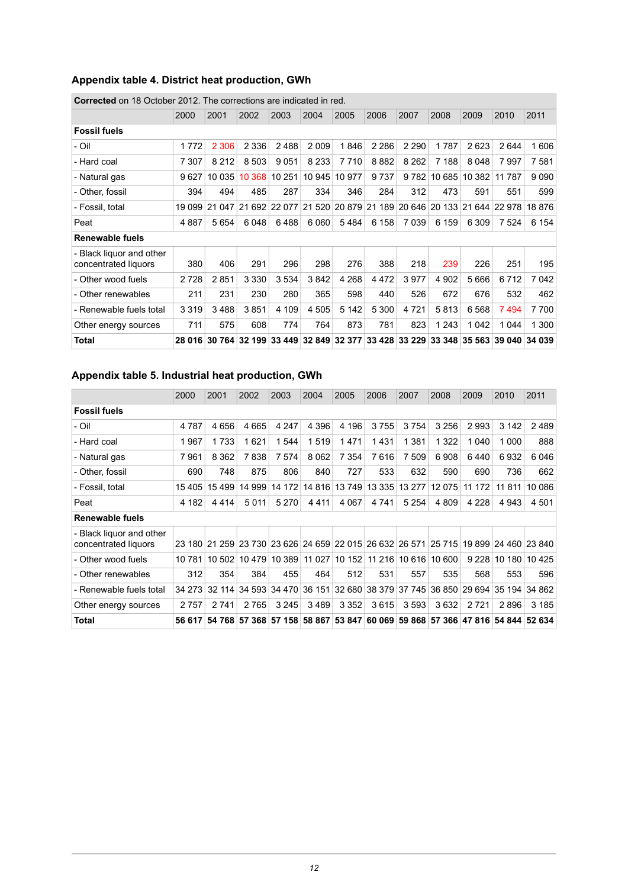## Appendix table 4. District heat production, GWh

**Corrected** on 18 October 2012. The corrections are indicated in red.

| | 2000 | 2001 | 2002 | 2003 | 2004 | 2005 | 2006 | 2007 | 2008 | 2009 | 2010 | 2011 |
|---|---|---|---|---|---|---|---|---|---|---|---|---|
| **Fossil fuels** | | | | | | | | | | | | |
| - Oil | 1 772 | 2 306 | 2 336 | 2 488 | 2 009 | 1 846 | 2 286 | 2 290 | 1 787 | 2 623 | 2 644 | 1 606 |
| - Hard coal | 7 307 | 8 212 | 8 503 | 9 051 | 8 233 | 7 710 | 8 882 | 8 262 | 7 188 | 8 048 | 7 997 | 7 581 |
| - Natural gas | 9 627 | 10 035 | 10 368 | 10 251 | 10 945 | 10 977 | 9 737 | 9 782 | 10 685 | 10 382 | 11 787 | 9 090 |
| - Other, fossil | 394 | 494 | 485 | 287 | 334 | 346 | 284 | 312 | 473 | 591 | 551 | 599 |
| - Fossil, total | 19 099 | 21 047 | 21 692 | 22 077 | 21 520 | 20 879 | 21 189 | 20 646 | 20 133 | 21 644 | 22 978 | 18 876 |
| Peat | 4 887 | 5 654 | 6 048 | 6 488 | 6 060 | 5 484 | 6 158 | 7 039 | 6 159 | 6 309 | 7 524 | 6 154 |
| **Renewable fuels** | | | | | | | | | | | | |
| - Black liquor and other concentrated liquors | 380 | 406 | 291 | 296 | 298 | 276 | 388 | 218 | 239 | 226 | 251 | 195 |
| - Other wood fuels | 2 728 | 2 851 | 3 330 | 3 534 | 3 842 | 4 268 | 4 472 | 3 977 | 4 902 | 5 666 | 6 712 | 7 042 |
| - Other renewables | 211 | 231 | 230 | 280 | 365 | 598 | 440 | 526 | 672 | 676 | 532 | 462 |
| - Renewable fuels total | 3 319 | 3 488 | 3 851 | 4 109 | 4 505 | 5 142 | 5 300 | 4 721 | 5 813 | 6 568 | 7 494 | 7 700 |
| Other energy sources | 711 | 575 | 608 | 774 | 764 | 873 | 781 | 823 | 1 243 | 1 042 | 1 044 | 1 300 |
| **Total** | **28 016** | **30 764** | **32 199** | **33 449** | **32 849** | **32 377** | **33 428** | **33 229** | **33 348** | **35 563** | **39 040** | **34 039** |

## Appendix table 5. Industrial heat production, GWh

| | 2000 | 2001 | 2002 | 2003 | 2004 | 2005 | 2006 | 2007 | 2008 | 2009 | 2010 | 2011 |
|---|---|---|---|---|---|---|---|---|---|---|---|---|
| **Fossil fuels** | | | | | | | | | | | | |
| - Oil | 4 787 | 4 656 | 4 665 | 4 247 | 4 396 | 4 196 | 3 755 | 3 754 | 3 256 | 2 993 | 3 142 | 2 489 |
| - Hard coal | 1 967 | 1 733 | 1 621 | 1 544 | 1 519 | 1 471 | 1 431 | 1 381 | 1 322 | 1 040 | 1 000 | 888 |
| - Natural gas | 7 961 | 8 362 | 7 838 | 7 574 | 8 062 | 7 354 | 7 616 | 7 509 | 6 908 | 6 440 | 6 932 | 6 046 |
| - Other, fossil | 690 | 748 | 875 | 806 | 840 | 727 | 533 | 632 | 590 | 690 | 736 | 662 |
| - Fossil, total | 15 405 | 15 499 | 14 999 | 14 172 | 14 816 | 13 749 | 13 335 | 13 277 | 12 075 | 11 172 | 11 811 | 10 086 |
| Peat | 4 182 | 4 414 | 5 011 | 5 270 | 4 411 | 4 067 | 4 741 | 5 254 | 4 809 | 4 228 | 4 943 | 4 501 |
| **Renewable fuels** | | | | | | | | | | | | |
| - Black liquor and other concentrated liquors | 23 180 | 21 259 | 23 730 | 23 626 | 24 659 | 22 015 | 26 632 | 26 571 | 25 715 | 19 899 | 24 460 | 23 840 |
| - Other wood fuels | 10 781 | 10 502 | 10 479 | 10 389 | 11 027 | 10 152 | 11 216 | 10 616 | 10 600 | 9 228 | 10 180 | 10 425 |
| - Other renewables | 312 | 354 | 384 | 455 | 464 | 512 | 531 | 557 | 535 | 568 | 553 | 596 |
| - Renewable fuels total | 34 273 | 32 114 | 34 593 | 34 470 | 36 151 | 32 680 | 38 379 | 37 745 | 36 850 | 29 694 | 35 194 | 34 862 |
| Other energy sources | 2 757 | 2 741 | 2 765 | 3 245 | 3 489 | 3 352 | 3 615 | 3 593 | 3 632 | 2 721 | 2 896 | 3 185 |
| **Total** | **56 617** | **54 768** | **57 368** | **57 158** | **58 867** | **53 847** | **60 069** | **59 868** | **57 366** | **47 816** | **54 844** | **52 634** |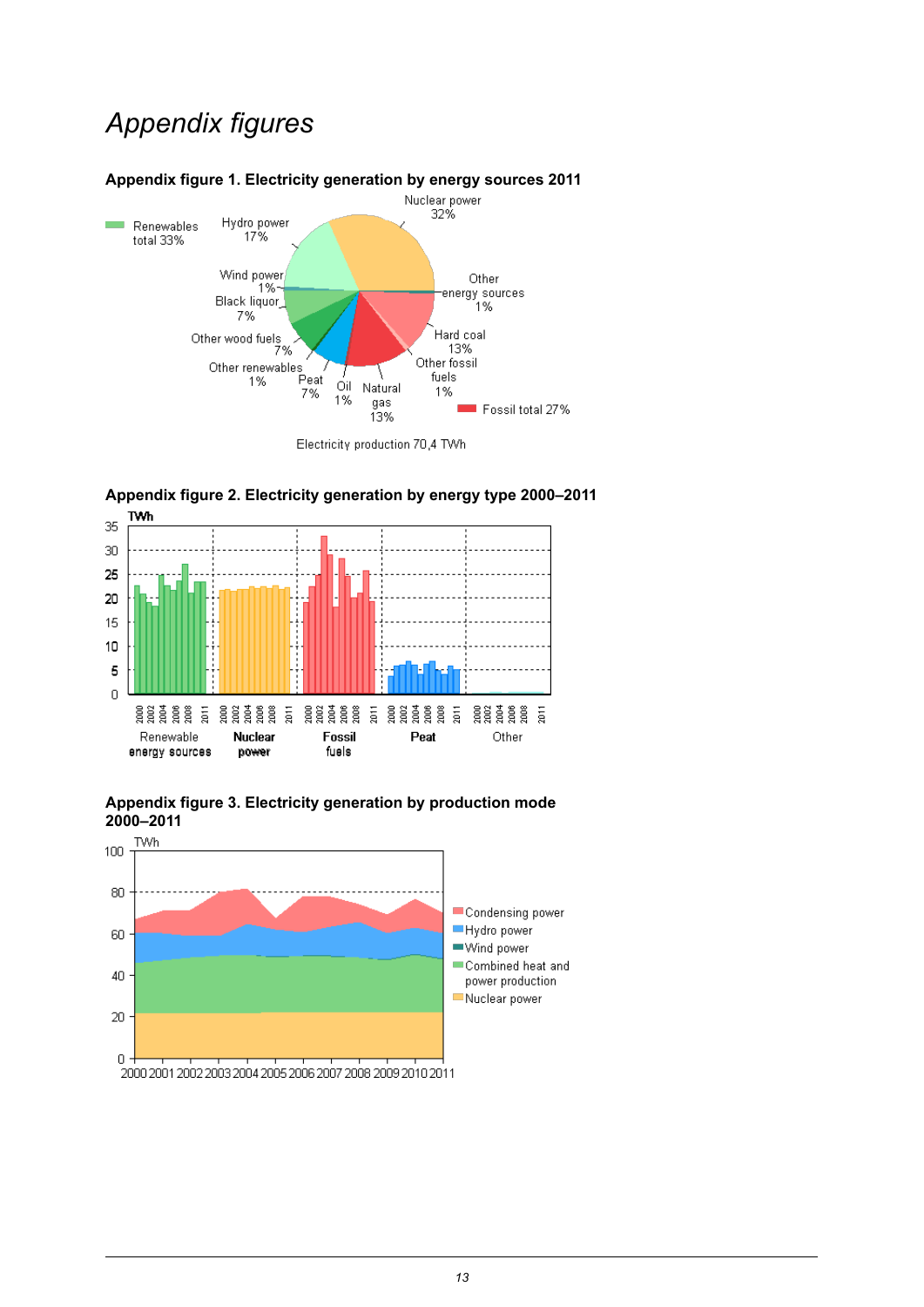# Appendix figures

### Appendix figure 1. Electricity generation by energy sources 2011

Renewables total 33%

Hydro power 17%

Wind power 1%

Black liquor 7%

Other wood fuels 7%

Other renewables 1%

Peat 7%

Oil 1%

Natural gas 13%

Other fossil fuels 1%

Hard coal 13%

Other energy sources 1%

Nuclear power 32%

Fossil total 27%

Electricity production 70,4 TWh

### Appendix figure 2. Electricity generation by energy type 2000–2011

TWh

Renewable energy sources | Nuclear power | Fossil fuels | Peat | Other

### Appendix figure 3. Electricity generation by production mode 2000–2011

TWh

Condensing power
Hydro power
Wind power
Combined heat and power production
Nuclear power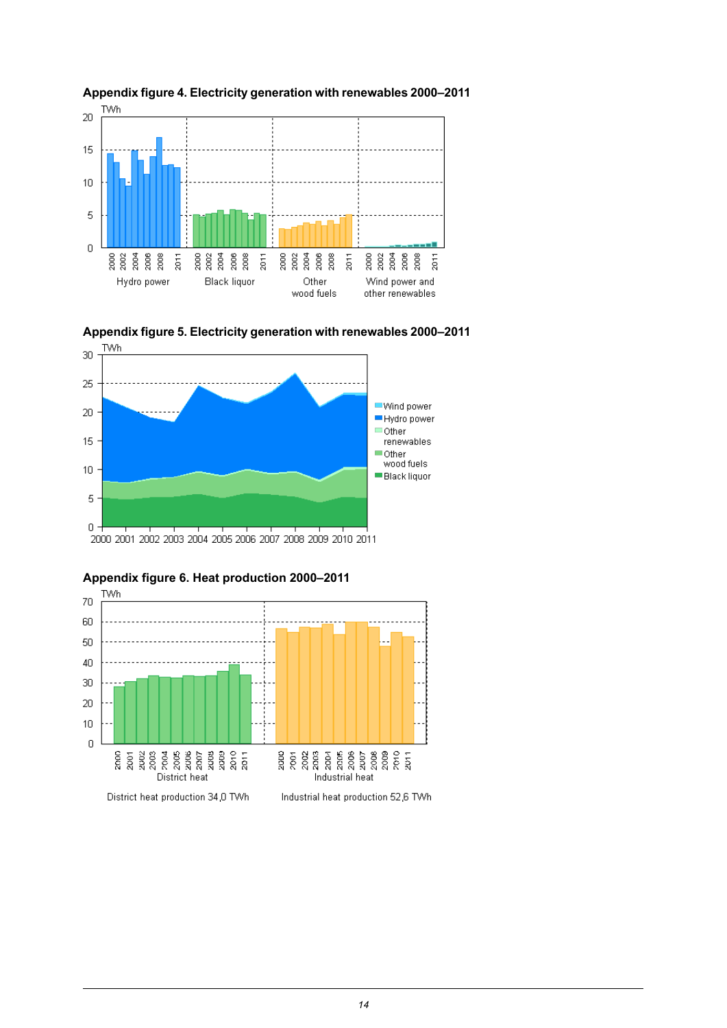**Appendix figure 4. Electricity generation with renewables 2000–2011**

**Appendix figure 5. Electricity generation with renewables 2000–2011**

**Appendix figure 6. Heat production 2000–2011**

District heat production 34,0 TWh

Industrial heat production 52,6 TWh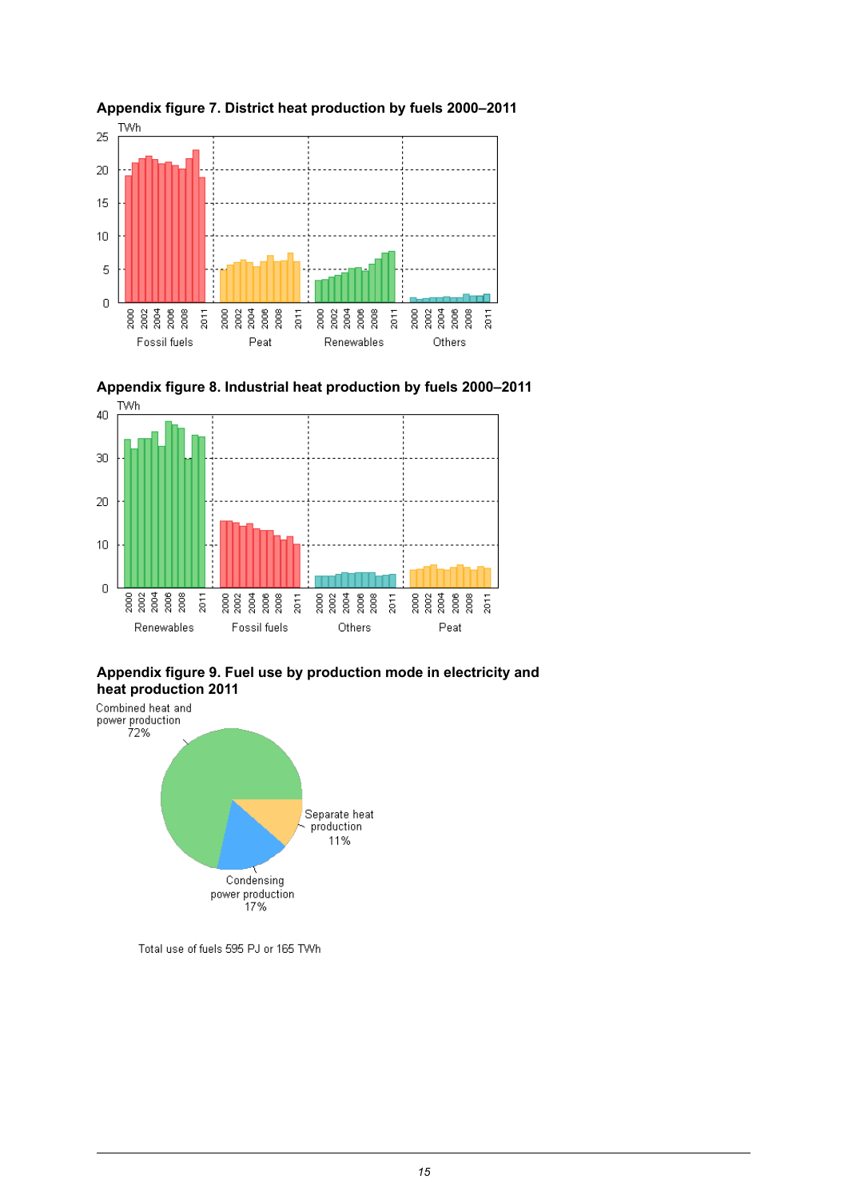**Appendix figure 7. District heat production by fuels 2000–2011**

TWh

25
20
15
10
5
0

2000 2002 2004 2006 2008 2011 — Fossil fuels
2000 2002 2004 2006 2008 2011 — Peat
2000 2002 2004 2006 2008 2011 — Renewables
2000 2002 2004 2006 2008 2011 — Others

**Appendix figure 8. Industrial heat production by fuels 2000–2011**

TWh

40
30
20
10
0

2000 2002 2004 2006 2008 2011 — Renewables
2000 2002 2004 2006 2008 2011 — Fossil fuels
2000 2002 2004 2006 2008 2011 — Others
2000 2002 2004 2006 2008 2011 — Peat

**Appendix figure 9. Fuel use by production mode in electricity and heat production 2011**

Combined heat and power production 72%

Separate heat production 11%

Condensing power production 17%

Total use of fuels 595 PJ or 165 TWh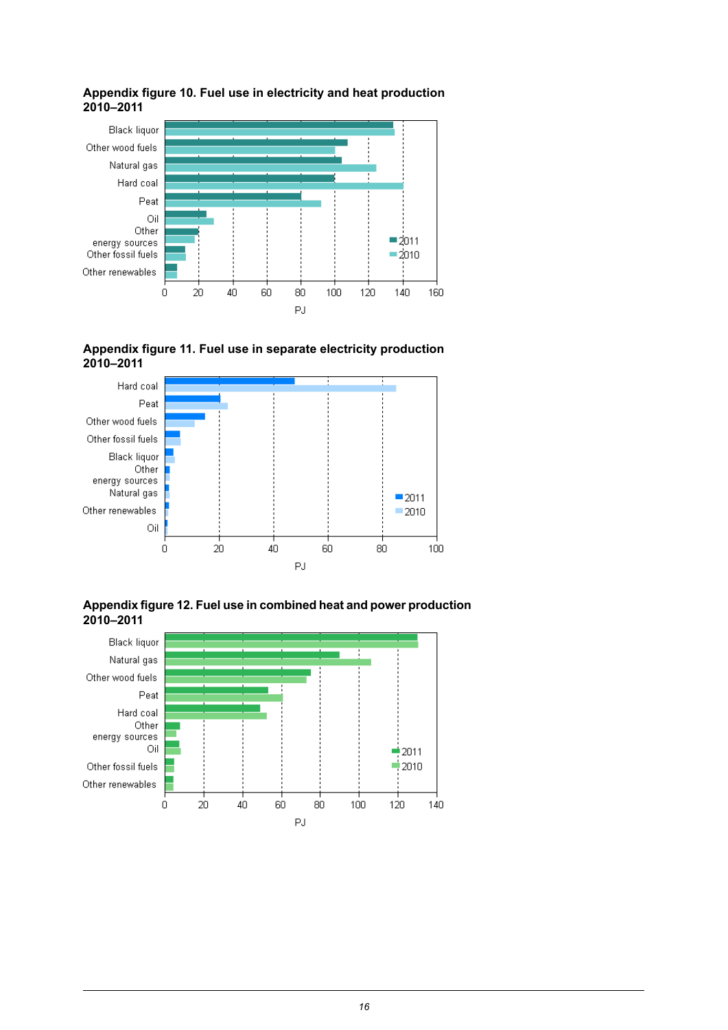**Appendix figure 10. Fuel use in electricity and heat production 2010–2011**

Black liquor
Other wood fuels
Natural gas
Hard coal
Peat
Oil
Other energy sources
Other fossil fuels
Other renewables

0 20 40 60 80 100 120 140 160

PJ

2011
2010

**Appendix figure 11. Fuel use in separate electricity production 2010–2011**

Hard coal
Peat
Other wood fuels
Other fossil fuels
Black liquor
Other energy sources
Natural gas
Other renewables
Oil

0 20 40 60 80 100

PJ

2011
2010

**Appendix figure 12. Fuel use in combined heat and power production 2010–2011**

Black liquor
Natural gas
Other wood fuels
Peat
Hard coal
Other energy sources
Oil
Other fossil fuels
Other renewables

0 20 40 60 80 100 120 140

PJ

2011
2010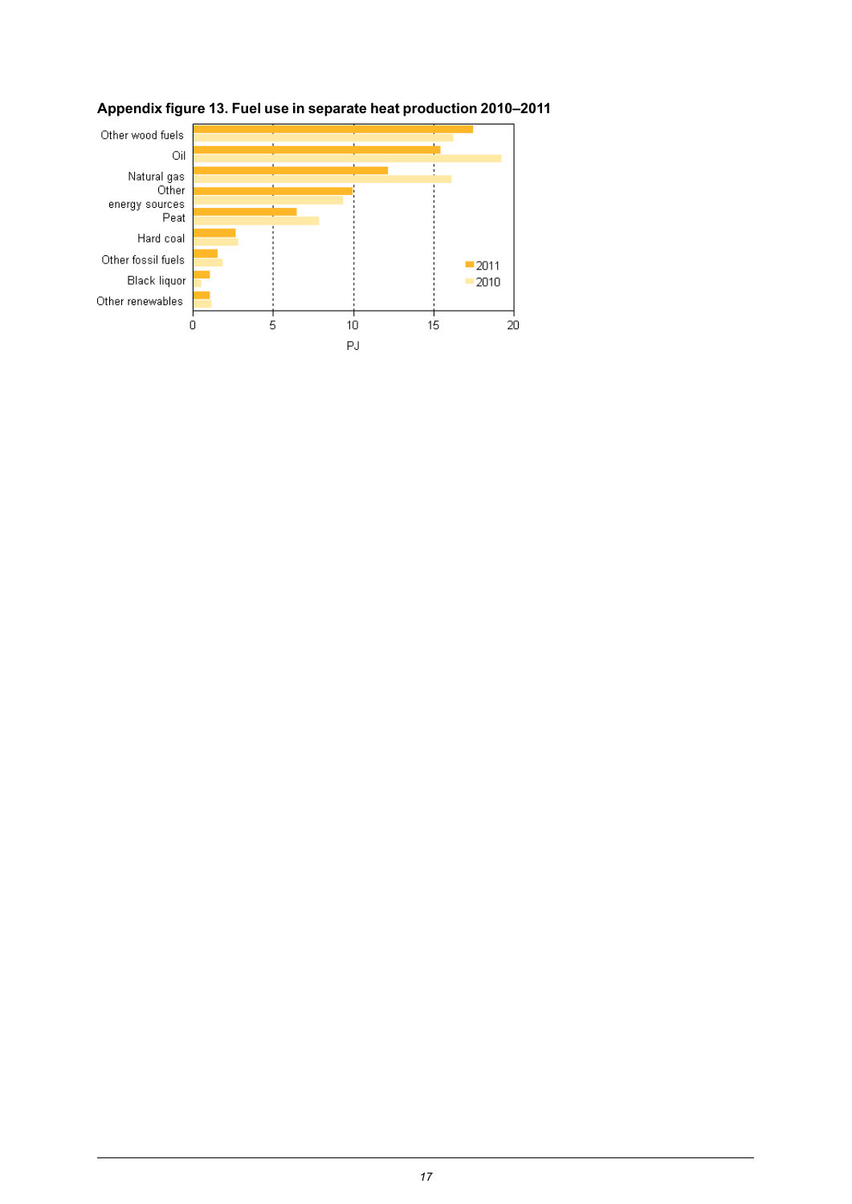**Appendix figure 13. Fuel use in separate heat production 2010–2011**

Other wood fuels

Oil

Natural gas

Other energy sources

Peat

Hard coal

Other fossil fuels

Black liquor

Other renewables

0 5 10 15 20

PJ

2011

2010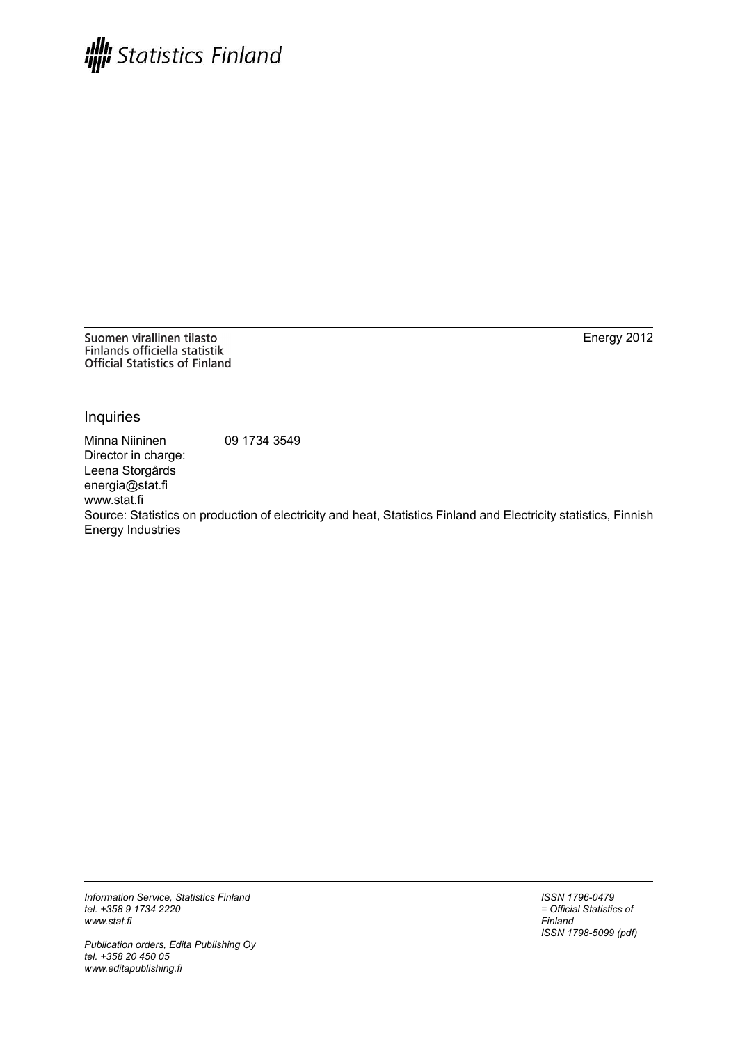Statistics Finland

Suomen virallinen tilasto
Finlands officiella statistik
**Official Statistics of Finland**

Energy 2012

## Inquiries

Minna Niininen 09 1734 3549
Director in charge:
Leena Storgårds
energia@stat.fi
www.stat.fi
Source: Statistics on production of electricity and heat, Statistics Finland and Electricity statistics, Finnish Energy Industries

*Information Service, Statistics Finland*
*tel. +358 9 1734 2220*
*www.stat.fi*

*Publication orders, Edita Publishing Oy*
*tel. +358 20 450 05*
*www.editapublishing.fi*

*ISSN 1796-0479*
*= Official Statistics of Finland*
*ISSN 1798-5099 (pdf)*